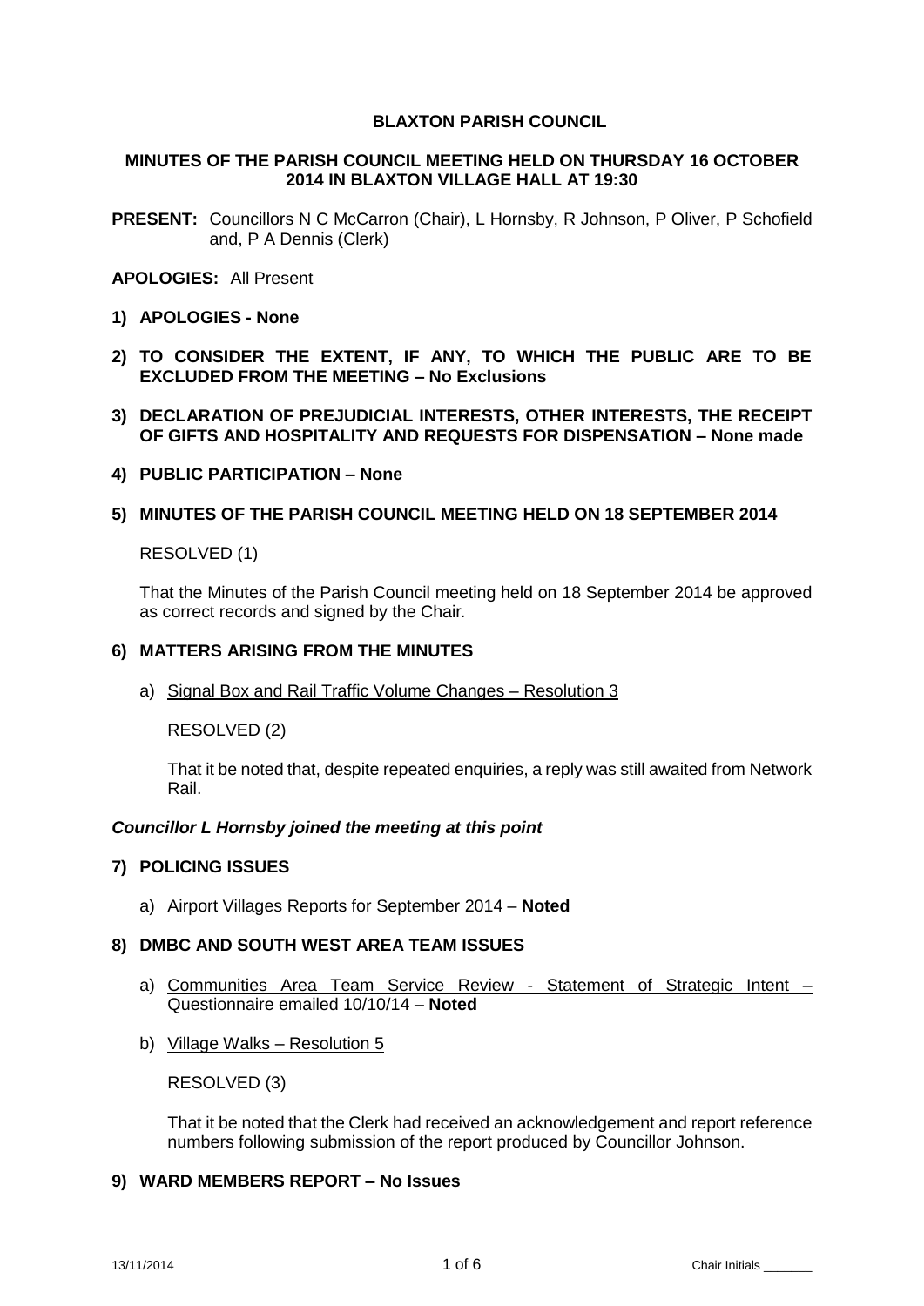**BLAXTON PARISH COUNCIL**

**MINUTES OF THE PARISH COUNCIL MEETING HELD ON THURSDAY 16 OCTOBER 2014 IN BLAXTON VILLAGE HALL AT 19:30**

**PRESENT:** Councillors N C McCarron (Chair), L Hornsby, R Johnson, P Oliver, P Schofield and, P A Dennis (Clerk)

**APOLOGIES:** All Present

**1) APOLOGIES - None**

**2) TO CONSIDER THE EXTENT, IF ANY, TO WHICH THE PUBLIC ARE TO BE EXCLUDED FROM THE MEETING – No Exclusions**

**3) DECLARATION OF PREJUDICIAL INTERESTS, OTHER INTERESTS, THE RECEIPT OF GIFTS AND HOSPITALITY AND REQUESTS FOR DISPENSATION – None made**

**4) PUBLIC PARTICIPATION – None**

**5) MINUTES OF THE PARISH COUNCIL MEETING HELD ON 18 SEPTEMBER 2014**

RESOLVED (1)

That the Minutes of the Parish Council meeting held on 18 September 2014 be approved as correct records and signed by the Chair.

**6) MATTERS ARISING FROM THE MINUTES**

a) Signal Box and Rail Traffic Volume Changes – Resolution 3

RESOLVED (2)

That it be noted that, despite repeated enquiries, a reply was still awaited from Network Rail.

***Councillor L Hornsby joined the meeting at this point***

**7) POLICING ISSUES**

a) Airport Villages Reports for September 2014 – **Noted**

**8) DMBC AND SOUTH WEST AREA TEAM ISSUES**

a) Communities Area Team Service Review - Statement of Strategic Intent – Questionnaire emailed 10/10/14 – **Noted**

b) Village Walks – Resolution 5

RESOLVED (3)

That it be noted that the Clerk had received an acknowledgement and report reference numbers following submission of the report produced by Councillor Johnson.

**9) WARD MEMBERS REPORT – No Issues**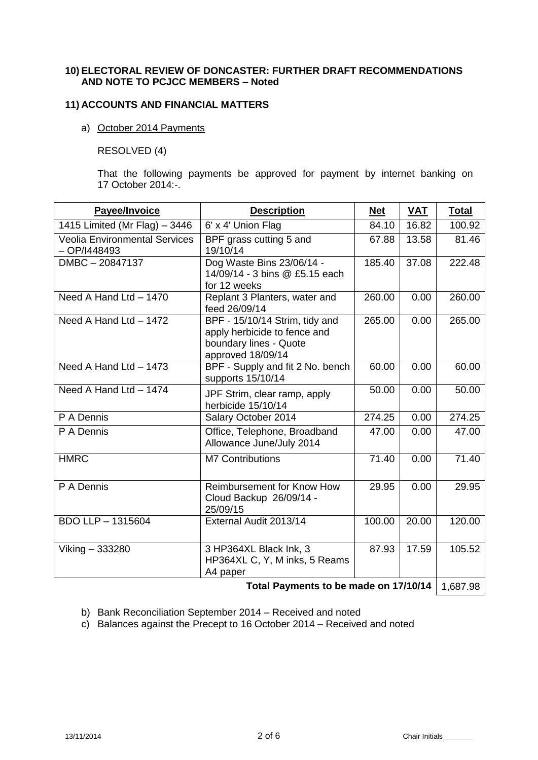### 10) ELECTORAL REVIEW OF DONCASTER: FURTHER DRAFT RECOMMENDATIONS AND NOTE TO PCJCC MEMBERS – Noted

### 11) ACCOUNTS AND FINANCIAL MATTERS

a) October 2014 Payments

RESOLVED (4)

That the following payments be approved for payment by internet banking on 17 October 2014:-.

| Payee/Invoice | Description | Net | VAT | Total |
|---|---|---|---|---|
| 1415 Limited (Mr Flag) – 3446 | 6' x 4' Union Flag | 84.10 | 16.82 | 100.92 |
| Veolia Environmental Services – OP/I448493 | BPF grass cutting 5 and 19/10/14 | 67.88 | 13.58 | 81.46 |
| DMBC – 20847137 | Dog Waste Bins 23/06/14 - 14/09/14 - 3 bins @ £5.15 each for 12 weeks | 185.40 | 37.08 | 222.48 |
| Need A Hand Ltd – 1470 | Replant 3 Planters, water and feed 26/09/14 | 260.00 | 0.00 | 260.00 |
| Need A Hand Ltd – 1472 | BPF - 15/10/14 Strim, tidy and apply herbicide to fence and boundary lines - Quote approved 18/09/14 | 265.00 | 0.00 | 265.00 |
| Need A Hand Ltd – 1473 | BPF - Supply and fit 2 No. bench supports 15/10/14 | 60.00 | 0.00 | 60.00 |
| Need A Hand Ltd – 1474 | JPF Strim, clear ramp, apply herbicide 15/10/14 | 50.00 | 0.00 | 50.00 |
| P A Dennis | Salary October 2014 | 274.25 | 0.00 | 274.25 |
| P A Dennis | Office, Telephone, Broadband Allowance June/July 2014 | 47.00 | 0.00 | 47.00 |
| HMRC | M7 Contributions | 71.40 | 0.00 | 71.40 |
| P A Dennis | Reimbursement for Know How Cloud Backup 26/09/14 - 25/09/15 | 29.95 | 0.00 | 29.95 |
| BDO LLP – 1315604 | External Audit 2013/14 | 100.00 | 20.00 | 120.00 |
| Viking – 333280 | 3 HP364XL Black Ink, 3 HP364XL C, Y, M inks, 5 Reams A4 paper | 87.93 | 17.59 | 105.52 |
| | | | **Total Payments to be made on 17/10/14** | 1,687.98 |

b) Bank Reconciliation September 2014 – Received and noted

c) Balances against the Precept to 16 October 2014 – Received and noted

13/11/2014 Chair Initials _______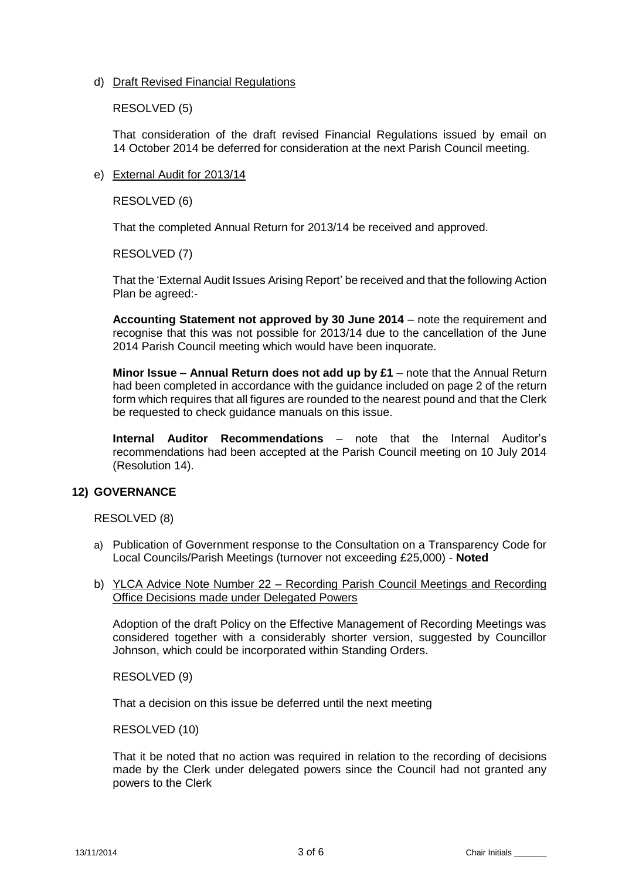d) <u>Draft Revised Financial Regulations</u>

RESOLVED (5)

That consideration of the draft revised Financial Regulations issued by email on 14 October 2014 be deferred for consideration at the next Parish Council meeting.

e) <u>External Audit for 2013/14</u>

RESOLVED (6)

That the completed Annual Return for 2013/14 be received and approved.

RESOLVED (7)

That the 'External Audit Issues Arising Report' be received and that the following Action Plan be agreed:-

**Accounting Statement not approved by 30 June 2014** – note the requirement and recognise that this was not possible for 2013/14 due to the cancellation of the June 2014 Parish Council meeting which would have been inquorate.

**Minor Issue – Annual Return does not add up by £1** – note that the Annual Return had been completed in accordance with the guidance included on page 2 of the return form which requires that all figures are rounded to the nearest pound and that the Clerk be requested to check guidance manuals on this issue.

**Internal Auditor Recommendations** – note that the Internal Auditor's recommendations had been accepted at the Parish Council meeting on 10 July 2014 (Resolution 14).

## 12) GOVERNANCE

RESOLVED (8)

a) Publication of Government response to the Consultation on a Transparency Code for Local Councils/Parish Meetings (turnover not exceeding £25,000) - **Noted**

b) <u>YLCA Advice Note Number 22 – Recording Parish Council Meetings and Recording Office Decisions made under Delegated Powers</u>

Adoption of the draft Policy on the Effective Management of Recording Meetings was considered together with a considerably shorter version, suggested by Councillor Johnson, which could be incorporated within Standing Orders.

RESOLVED (9)

That a decision on this issue be deferred until the next meeting

RESOLVED (10)

That it be noted that no action was required in relation to the recording of decisions made by the Clerk under delegated powers since the Council had not granted any powers to the Clerk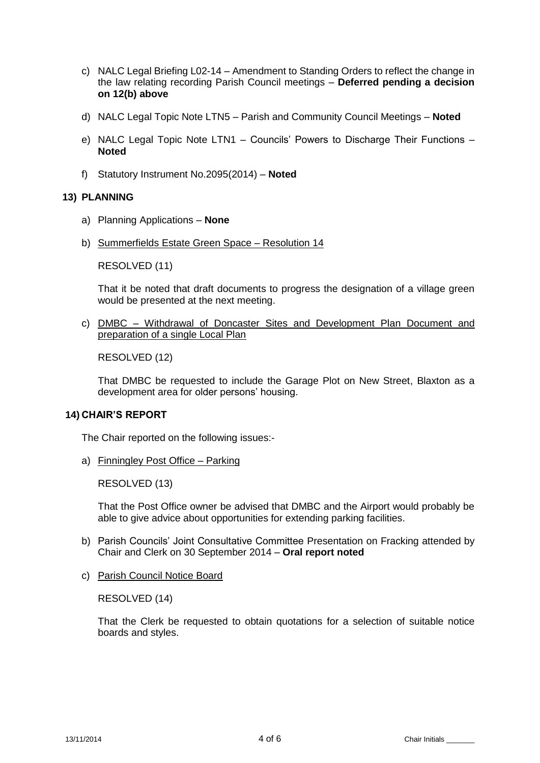c) NALC Legal Briefing L02-14 – Amendment to Standing Orders to reflect the change in the law relating recording Parish Council meetings – **Deferred pending a decision on 12(b) above**

d) NALC Legal Topic Note LTN5 – Parish and Community Council Meetings – **Noted**

e) NALC Legal Topic Note LTN1 – Councils' Powers to Discharge Their Functions – **Noted**

f) Statutory Instrument No.2095(2014) – **Noted**

## 13) PLANNING

a) Planning Applications – **None**

b) Summerfields Estate Green Space – Resolution 14

RESOLVED (11)

That it be noted that draft documents to progress the designation of a village green would be presented at the next meeting.

c) DMBC – Withdrawal of Doncaster Sites and Development Plan Document and preparation of a single Local Plan

RESOLVED (12)

That DMBC be requested to include the Garage Plot on New Street, Blaxton as a development area for older persons' housing.

## 14) CHAIR'S REPORT

The Chair reported on the following issues:-

a) Finningley Post Office – Parking

RESOLVED (13)

That the Post Office owner be advised that DMBC and the Airport would probably be able to give advice about opportunities for extending parking facilities.

b) Parish Councils' Joint Consultative Committee Presentation on Fracking attended by Chair and Clerk on 30 September 2014 – **Oral report noted**

c) Parish Council Notice Board

RESOLVED (14)

That the Clerk be requested to obtain quotations for a selection of suitable notice boards and styles.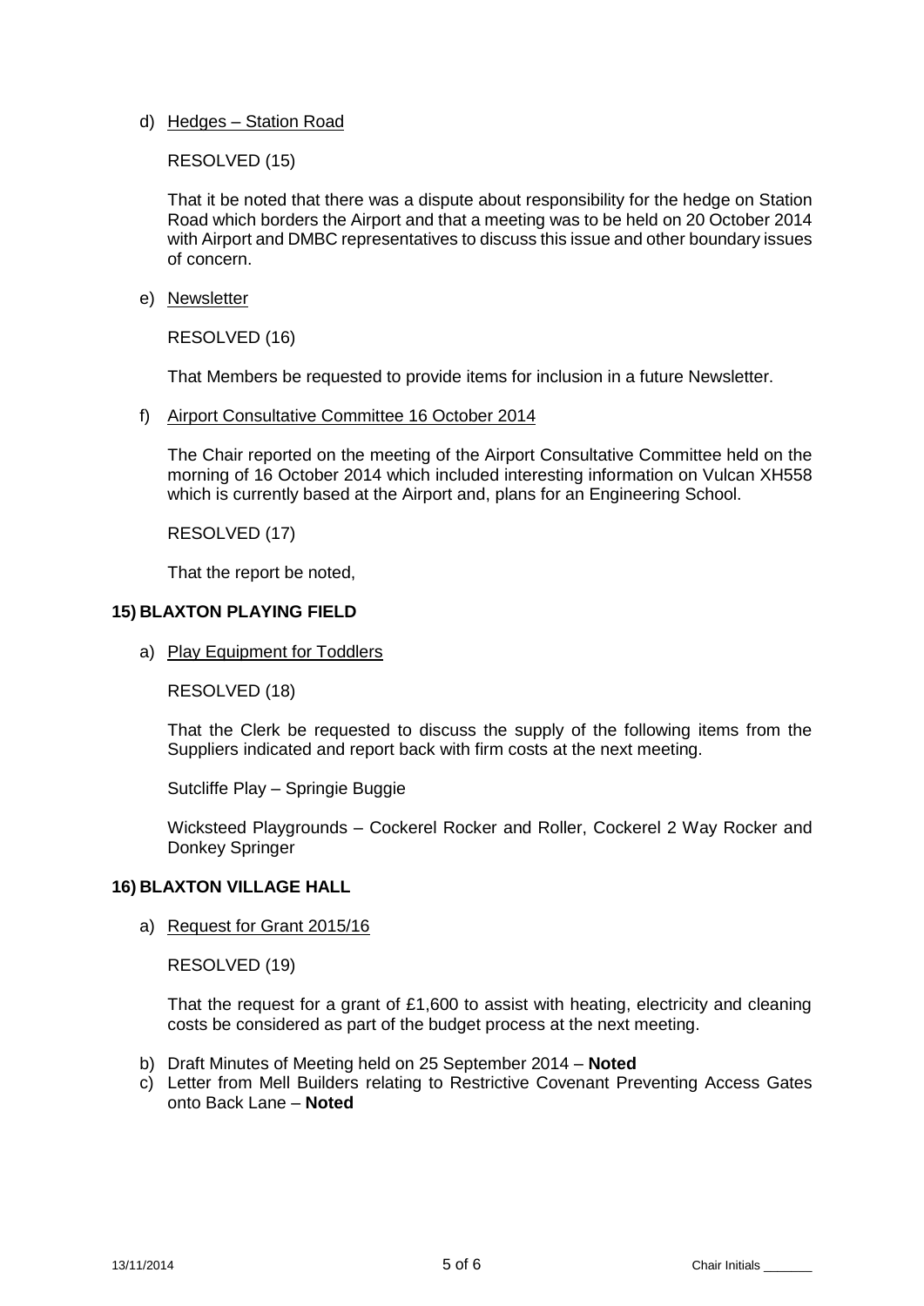d) Hedges – Station Road

RESOLVED (15)

That it be noted that there was a dispute about responsibility for the hedge on Station Road which borders the Airport and that a meeting was to be held on 20 October 2014 with Airport and DMBC representatives to discuss this issue and other boundary issues of concern.

e) Newsletter

RESOLVED (16)

That Members be requested to provide items for inclusion in a future Newsletter.

f) Airport Consultative Committee 16 October 2014

The Chair reported on the meeting of the Airport Consultative Committee held on the morning of 16 October 2014 which included interesting information on Vulcan XH558 which is currently based at the Airport and, plans for an Engineering School.

RESOLVED (17)

That the report be noted,

## 15) BLAXTON PLAYING FIELD

a) Play Equipment for Toddlers

RESOLVED (18)

That the Clerk be requested to discuss the supply of the following items from the Suppliers indicated and report back with firm costs at the next meeting.

Sutcliffe Play – Springie Buggie

Wicksteed Playgrounds – Cockerel Rocker and Roller, Cockerel 2 Way Rocker and Donkey Springer

## 16) BLAXTON VILLAGE HALL

a) Request for Grant 2015/16

RESOLVED (19)

That the request for a grant of £1,600 to assist with heating, electricity and cleaning costs be considered as part of the budget process at the next meeting.

b) Draft Minutes of Meeting held on 25 September 2014 – **Noted**
c) Letter from Mell Builders relating to Restrictive Covenant Preventing Access Gates onto Back Lane – **Noted**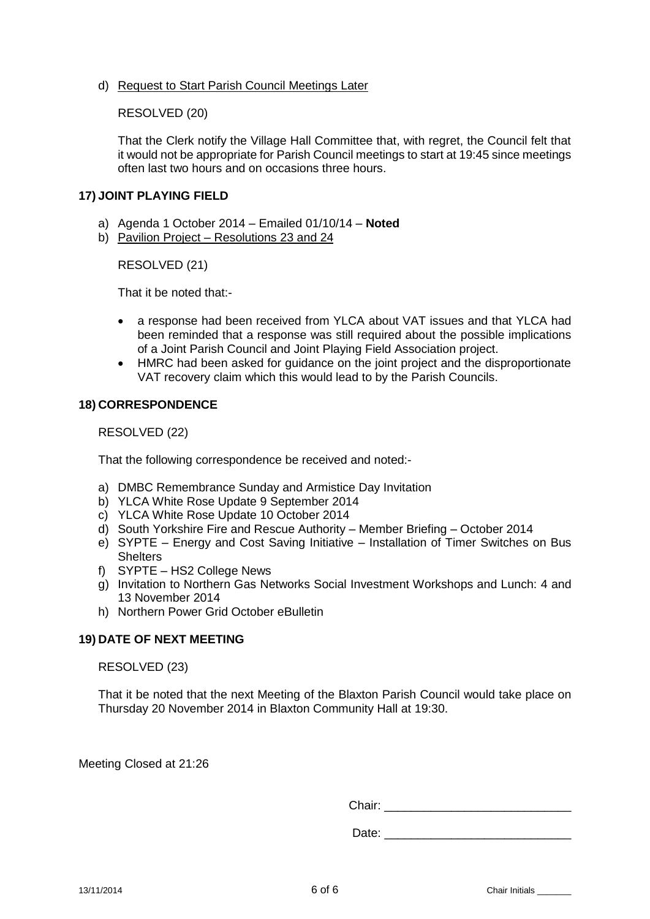d) Request to Start Parish Council Meetings Later

RESOLVED (20)

That the Clerk notify the Village Hall Committee that, with regret, the Council felt that it would not be appropriate for Parish Council meetings to start at 19:45 since meetings often last two hours and on occasions three hours.

## 17) JOINT PLAYING FIELD

a) Agenda 1 October 2014 – Emailed 01/10/14 – **Noted**
b) Pavilion Project – Resolutions 23 and 24

RESOLVED (21)

That it be noted that:-

- a response had been received from YLCA about VAT issues and that YLCA had been reminded that a response was still required about the possible implications of a Joint Parish Council and Joint Playing Field Association project.
- HMRC had been asked for guidance on the joint project and the disproportionate VAT recovery claim which this would lead to by the Parish Councils.

## 18) CORRESPONDENCE

RESOLVED (22)

That the following correspondence be received and noted:-

a) DMBC Remembrance Sunday and Armistice Day Invitation
b) YLCA White Rose Update 9 September 2014
c) YLCA White Rose Update 10 October 2014
d) South Yorkshire Fire and Rescue Authority – Member Briefing – October 2014
e) SYPTE – Energy and Cost Saving Initiative – Installation of Timer Switches on Bus Shelters
f) SYPTE – HS2 College News
g) Invitation to Northern Gas Networks Social Investment Workshops and Lunch: 4 and 13 November 2014
h) Northern Power Grid October eBulletin

## 19) DATE OF NEXT MEETING

RESOLVED (23)

That it be noted that the next Meeting of the Blaxton Parish Council would take place on Thursday 20 November 2014 in Blaxton Community Hall at 19:30.

Meeting Closed at 21:26

Chair: ___________________________

Date: ___________________________